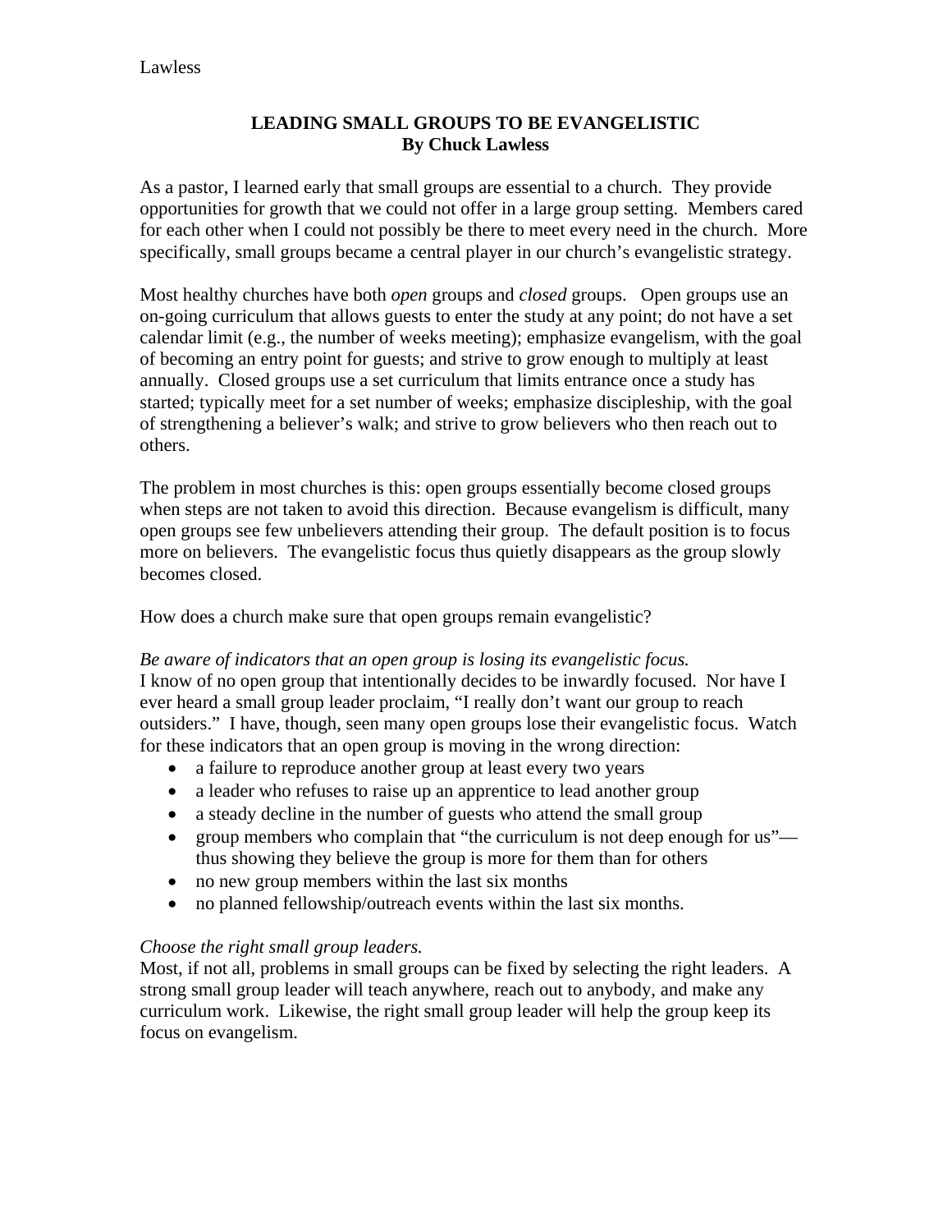# LEADING SMALL GROUPS TO BE EVANGELISTIC
## By Chuck Lawless

As a pastor, I learned early that small groups are essential to a church. They provide opportunities for growth that we could not offer in a large group setting. Members cared for each other when I could not possibly be there to meet every need in the church. More specifically, small groups became a central player in our church's evangelistic strategy.

Most healthy churches have both *open* groups and *closed* groups. Open groups use an on-going curriculum that allows guests to enter the study at any point; do not have a set calendar limit (e.g., the number of weeks meeting); emphasize evangelism, with the goal of becoming an entry point for guests; and strive to grow enough to multiply at least annually. Closed groups use a set curriculum that limits entrance once a study has started; typically meet for a set number of weeks; emphasize discipleship, with the goal of strengthening a believer's walk; and strive to grow believers who then reach out to others.

The problem in most churches is this: open groups essentially become closed groups when steps are not taken to avoid this direction. Because evangelism is difficult, many open groups see few unbelievers attending their group. The default position is to focus more on believers. The evangelistic focus thus quietly disappears as the group slowly becomes closed.

How does a church make sure that open groups remain evangelistic?

*Be aware of indicators that an open group is losing its evangelistic focus.*
I know of no open group that intentionally decides to be inwardly focused. Nor have I ever heard a small group leader proclaim, "I really don't want our group to reach outsiders." I have, though, seen many open groups lose their evangelistic focus. Watch for these indicators that an open group is moving in the wrong direction:

- a failure to reproduce another group at least every two years
- a leader who refuses to raise up an apprentice to lead another group
- a steady decline in the number of guests who attend the small group
- group members who complain that "the curriculum is not deep enough for us"—thus showing they believe the group is more for them than for others
- no new group members within the last six months
- no planned fellowship/outreach events within the last six months.

*Choose the right small group leaders.*
Most, if not all, problems in small groups can be fixed by selecting the right leaders. A strong small group leader will teach anywhere, reach out to anybody, and make any curriculum work. Likewise, the right small group leader will help the group keep its focus on evangelism.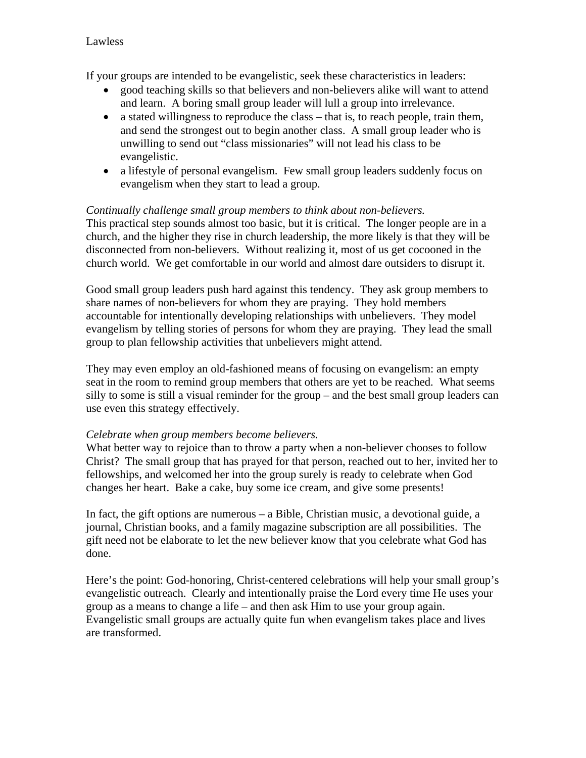If your groups are intended to be evangelistic, seek these characteristics in leaders:

- good teaching skills so that believers and non-believers alike will want to attend and learn. A boring small group leader will lull a group into irrelevance.
- a stated willingness to reproduce the class – that is, to reach people, train them, and send the strongest out to begin another class. A small group leader who is unwilling to send out "class missionaries" will not lead his class to be evangelistic.
- a lifestyle of personal evangelism. Few small group leaders suddenly focus on evangelism when they start to lead a group.

*Continually challenge small group members to think about non-believers.*
This practical step sounds almost too basic, but it is critical. The longer people are in a church, and the higher they rise in church leadership, the more likely is that they will be disconnected from non-believers. Without realizing it, most of us get cocooned in the church world. We get comfortable in our world and almost dare outsiders to disrupt it.

Good small group leaders push hard against this tendency. They ask group members to share names of non-believers for whom they are praying. They hold members accountable for intentionally developing relationships with unbelievers. They model evangelism by telling stories of persons for whom they are praying. They lead the small group to plan fellowship activities that unbelievers might attend.

They may even employ an old-fashioned means of focusing on evangelism: an empty seat in the room to remind group members that others are yet to be reached. What seems silly to some is still a visual reminder for the group – and the best small group leaders can use even this strategy effectively.

*Celebrate when group members become believers.*
What better way to rejoice than to throw a party when a non-believer chooses to follow Christ? The small group that has prayed for that person, reached out to her, invited her to fellowships, and welcomed her into the group surely is ready to celebrate when God changes her heart. Bake a cake, buy some ice cream, and give some presents!

In fact, the gift options are numerous – a Bible, Christian music, a devotional guide, a journal, Christian books, and a family magazine subscription are all possibilities. The gift need not be elaborate to let the new believer know that you celebrate what God has done.

Here's the point: God-honoring, Christ-centered celebrations will help your small group's evangelistic outreach. Clearly and intentionally praise the Lord every time He uses your group as a means to change a life – and then ask Him to use your group again. Evangelistic small groups are actually quite fun when evangelism takes place and lives are transformed.